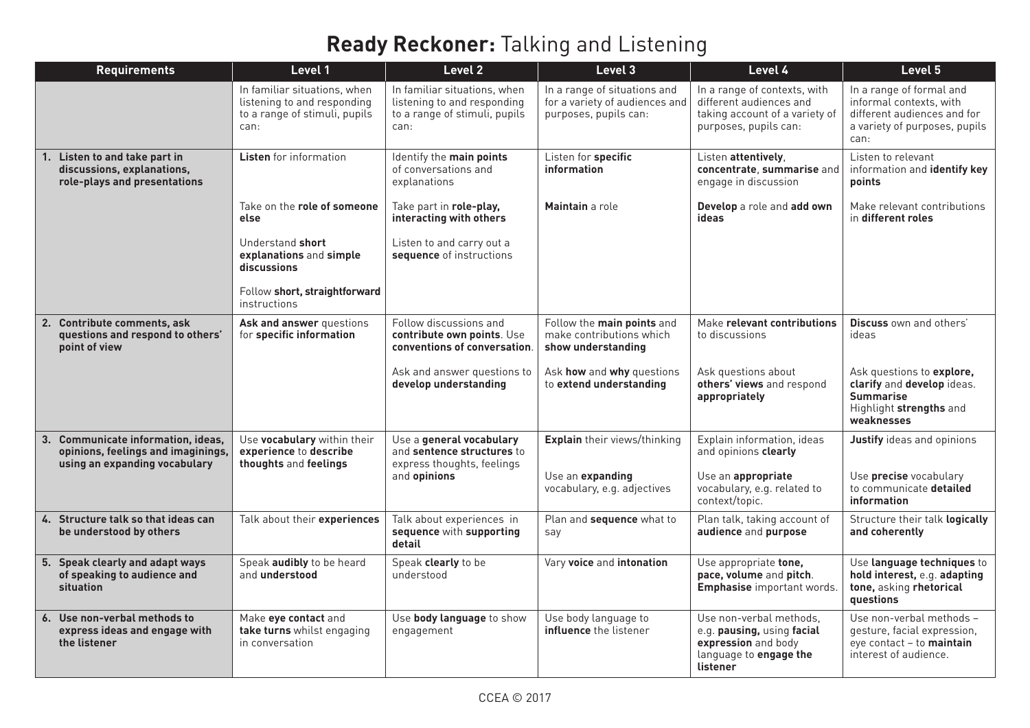# **Ready Reckoner:** Talking and Listening

| Requirements | Level 1 | Level 2 | Level 3 | Level 4 | Level 5 |
|---|---|---|---|---|---|
| | In familiar situations, when listening to and responding to a range of stimuli, pupils can: | In familiar situations, when listening to and responding to a range of stimuli, pupils can: | In a range of situations and for a variety of audiences and purposes, pupils can: | In a range of contexts, with different audiences and taking account of a variety of purposes, pupils can: | In a range of formal and informal contexts, with different audiences and for a variety of purposes, pupils can: |
| **1. Listen to and take part in discussions, explanations, role-plays and presentations** | **Listen** for information<br><br>Take on the **role of someone else**<br><br>Understand **short explanations** and **simple discussions**<br><br>Follow **short, straightforward** instructions | Identify the **main points** of conversations and explanations<br><br>Take part in **role-play, interacting with others**<br><br>Listen to and carry out a **sequence** of instructions | Listen for **specific information**<br><br>**Maintain** a role | Listen **attentively**, **concentrate**, **summarise** and engage in discussion<br><br>**Develop** a role and **add own ideas** | Listen to relevant information and **identify key points**<br><br>Make relevant contributions in **different roles** |
| **2. Contribute comments, ask questions and respond to others' point of view** | **Ask and answer** questions for **specific information** | Follow discussions and **contribute own points**. Use **conventions of conversation**.<br><br>Ask and answer questions to **develop understanding** | Follow the **main points** and make contributions which **show understanding**<br><br>Ask **how** and **why** questions to **extend understanding** | Make **relevant contributions** to discussions<br><br>Ask questions about **others' views** and respond **appropriately** | **Discuss** own and others' ideas<br><br>Ask questions to **explore, clarify** and **develop** ideas. **Summarise** Highlight **strengths** and **weaknesses** |
| **3. Communicate information, ideas, opinions, feelings and imaginings, using an expanding vocabulary** | Use **vocabulary** within their **experience** to **describe thoughts** and **feelings** | Use a **general vocabulary** and **sentence structures** to express thoughts, feelings and **opinions** | **Explain** their views/thinking<br><br>Use an **expanding** vocabulary, e.g. adjectives | Explain information, ideas and opinions **clearly**<br><br>Use an **appropriate** vocabulary, e.g. related to context/topic. | **Justify** ideas and opinions<br><br>Use **precise** vocabulary to communicate **detailed information** |
| **4. Structure talk so that ideas can be understood by others** | Talk about their **experiences** | Talk about experiences in **sequence** with **supporting detail** | Plan and **sequence** what to say | Plan talk, taking account of **audience** and **purpose** | Structure their talk **logically and coherently** |
| **5. Speak clearly and adapt ways of speaking to audience and situation** | Speak **audibly** to be heard and **understood** | Speak **clearly** to be understood | Vary **voice** and **intonation** | Use appropriate **tone, pace, volume** and **pitch**. **Emphasise** important words. | Use **language techniques** to **hold interest,** e.g. **adapting tone,** asking **rhetorical questions** |
| **6. Use non-verbal methods to express ideas and engage with the listener** | Make **eye contact** and **take turns** whilst engaging in conversation | Use **body language** to show engagement | Use body language to **influence** the listener | Use non-verbal methods, e.g. **pausing,** using **facial expression** and body language to **engage the listener** | Use non-verbal methods – gesture, facial expression, eye contact – to **maintain** interest of audience. |

CCEA © 2017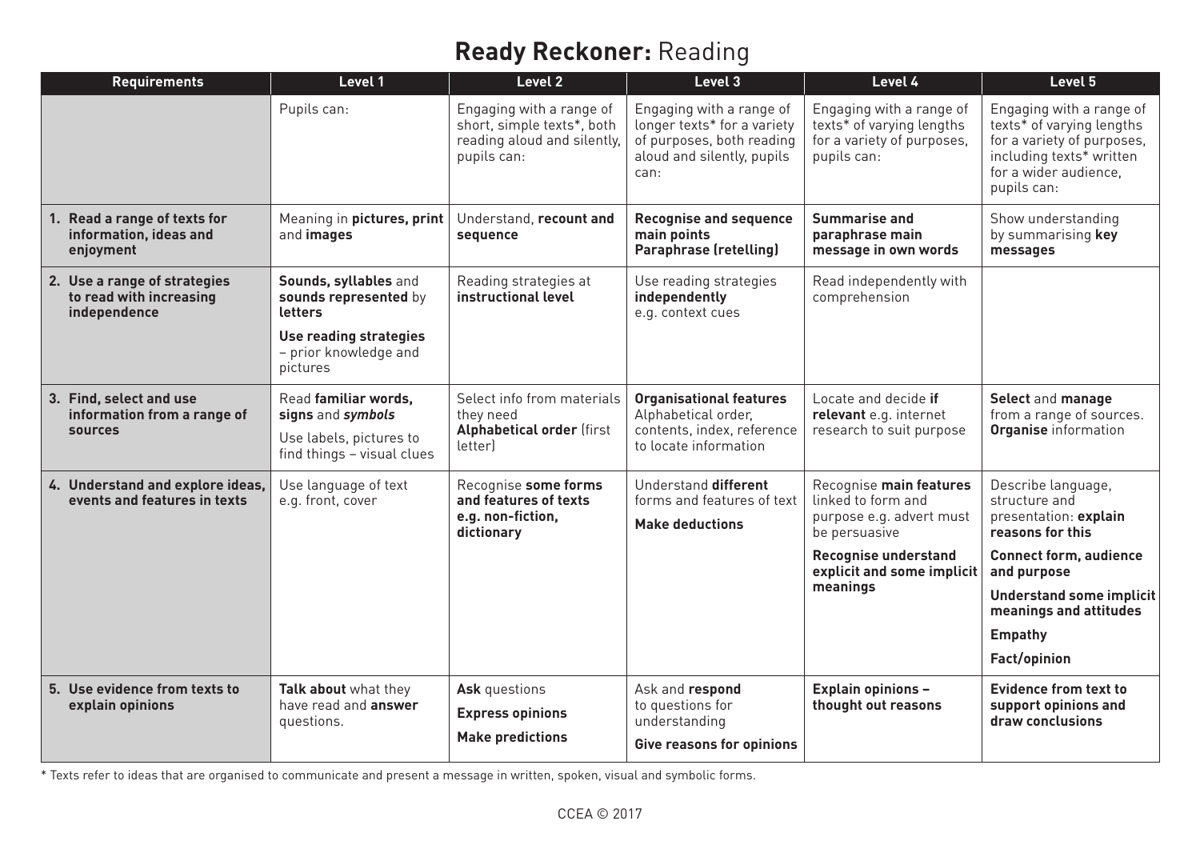# **Ready Reckoner:** Reading

| Requirements | Level 1 | Level 2 | Level 3 | Level 4 | Level 5 |
|---|---|---|---|---|---|
| | Pupils can: | Engaging with a range of short, simple texts*, both reading aloud and silently, pupils can: | Engaging with a range of longer texts* for a variety of purposes, both reading aloud and silently, pupils can: | Engaging with a range of texts* of varying lengths for a variety of purposes, pupils can: | Engaging with a range of texts* of varying lengths for a variety of purposes, including texts* written for a wider audience, pupils can: |
| **1. Read a range of texts for information, ideas and enjoyment** | Meaning in **pictures, print** and **images** | Understand, **recount and sequence** | **Recognise and sequence main points** **Paraphrase (retelling)** | **Summarise and paraphrase main message in own words** | Show understanding by summarising **key messages** |
| **2. Use a range of strategies to read with increasing independence** | **Sounds, syllables** and **sounds represented** by **letters** <br> **Use reading strategies** – prior knowledge and pictures | Reading strategies at **instructional level** | Use reading strategies **independently** e.g. context cues | Read independently with comprehension | |
| **3. Find, select and use information from a range of sources** | Read **familiar words, signs** and ***symbols*** <br> Use labels, pictures to find things – visual clues | Select info from materials they need **Alphabetical order** (first letter) | **Organisational features** Alphabetical order, contents, index, reference to locate information | Locate and decide **if relevant** e.g. internet research to suit purpose | **Select** and **manage** from a range of sources. **Organise** information |
| **4. Understand and explore ideas, events and features in texts** | Use language of text e.g. front, cover | Recognise **some forms and features of texts e.g. non-fiction, dictionary** | Understand **different** forms and features of text <br> **Make deductions** | Recognise **main features** linked to form and purpose e.g. advert must be persuasive <br> **Recognise understand explicit and some implicit meanings** | Describe language, structure and presentation: **explain reasons for this** <br> **Connect form, audience and purpose** <br> **Understand some implicit meanings and attitudes** <br> **Empathy** <br> **Fact/opinion** |
| **5. Use evidence from texts to explain opinions** | **Talk about** what they have read and **answer** questions. | **Ask** questions <br> **Express opinions** <br> **Make predictions** | Ask and **respond** to questions for understanding <br> **Give reasons for opinions** | **Explain opinions – thought out reasons** | **Evidence from text to support opinions and draw conclusions** |

* Texts refer to ideas that are organised to communicate and present a message in written, spoken, visual and symbolic forms.

CCEA © 2017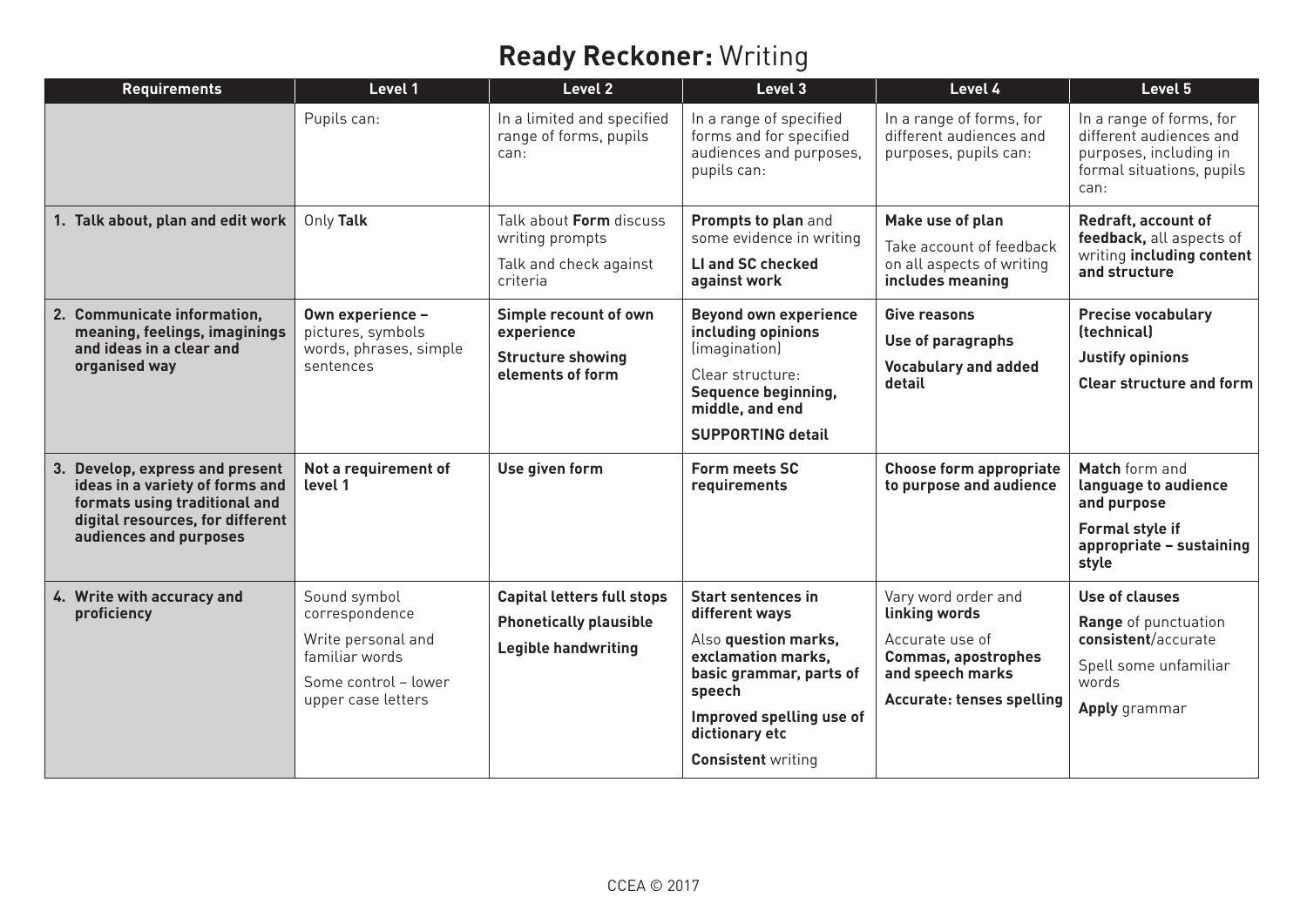# **Ready Reckoner:** Writing

| Requirements | Level 1 | Level 2 | Level 3 | Level 4 | Level 5 |
|---|---|---|---|---|---|
| | Pupils can: | In a limited and specified range of forms, pupils can: | In a range of specified forms and for specified audiences and purposes, pupils can: | In a range of forms, for different audiences and purposes, pupils can: | In a range of forms, for different audiences and purposes, including in formal situations, pupils can: |
| **1. Talk about, plan and edit work** | Only **Talk** | Talk about **Form** discuss writing prompts<br><br>Talk and check against criteria | **Prompts to plan** and some evidence in writing<br><br>**LI and SC checked against work** | **Make use of plan**<br><br>Take account of feedback on all aspects of writing **includes meaning** | **Redraft, account of feedback,** all aspects of writing **including content and structure** |
| **2. Communicate information, meaning, feelings, imaginings and ideas in a clear and organised way** | **Own experience –** pictures, symbols words, phrases, simple sentences | **Simple recount of own experience**<br><br>**Structure showing elements of form** | **Beyond own experience including opinions** (imagination)<br><br>Clear structure: **Sequence beginning, middle, and end**<br><br>**SUPPORTING detail** | **Give reasons**<br><br>**Use of paragraphs**<br><br>**Vocabulary and added detail** | **Precise vocabulary (technical)**<br><br>**Justify opinions**<br><br>**Clear structure and form** |
| **3. Develop, express and present ideas in a variety of forms and formats using traditional and digital resources, for different audiences and purposes** | **Not a requirement of level 1** | **Use given form** | **Form meets SC requirements** | **Choose form appropriate to purpose and audience** | **Match** form and **language to audience and purpose**<br><br>**Formal style if appropriate – sustaining style** |
| **4. Write with accuracy and proficiency** | Sound symbol correspondence<br><br>Write personal and familiar words<br><br>Some control – lower upper case letters | **Capital letters full stops**<br><br>**Phonetically plausible**<br><br>**Legible handwriting** | **Start sentences in different ways**<br><br>Also **question marks, exclamation marks, basic grammar, parts of speech**<br><br>**Improved spelling use of dictionary etc**<br><br>**Consistent** writing | Vary word order and **linking words**<br><br>Accurate use of **Commas, apostrophes and speech marks**<br><br>**Accurate: tenses spelling** | **Use of clauses**<br><br>**Range** of punctuation **consistent**/accurate<br><br>Spell some unfamiliar words<br><br>**Apply** grammar |

CCEA © 2017